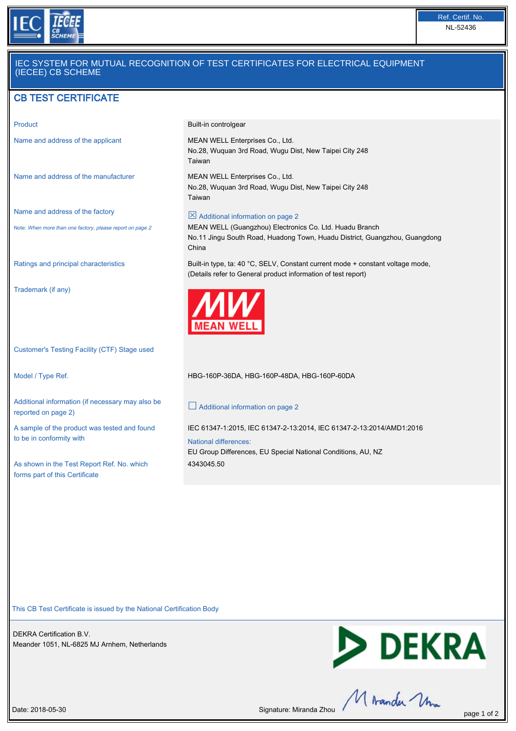Ref. Certif. No.
NL-52436

# IEC SYSTEM FOR MUTUAL RECOGNITION OF TEST CERTIFICATES FOR ELECTRICAL EQUIPMENT (IECEE) CB SCHEME

## CB TEST CERTIFICATE

| | |
|---|---|
| Product | Built-in controlgear |
| Name and address of the applicant | MEAN WELL Enterprises Co., Ltd.<br>No.28, Wuquan 3rd Road, Wugu Dist, New Taipei City 248<br>Taiwan |
| Name and address of the manufacturer | MEAN WELL Enterprises Co., Ltd.<br>No.28, Wuquan 3rd Road, Wugu Dist, New Taipei City 248<br>Taiwan |
| Name and address of the factory<br>*Note: When more than one factory, please report on page 2* | ☒ Additional information on page 2<br>MEAN WELL (Guangzhou) Electronics Co. Ltd. Huadu Branch<br>No.11 Jingu South Road, Huadong Town, Huadu District, Guangzhou, Guangdong<br>China |
| Ratings and principal characteristics | Built-in type, ta: 40 °C, SELV, Constant current mode + constant voltage mode,<br>(Details refer to General product information of test report) |
| Trademark (if any) | MEAN WELL |
| Customer's Testing Facility (CTF) Stage used | |
| Model / Type Ref. | HBG-160P-36DA, HBG-160P-48DA, HBG-160P-60DA |
| Additional information (if necessary may also be reported on page 2) | ☐ Additional information on page 2 |
| A sample of the product was tested and found to be in conformity with | IEC 61347-1:2015, IEC 61347-2-13:2014, IEC 61347-2-13:2014/AMD1:2016<br>National differences:<br>EU Group Differences, EU Special National Conditions, AU, NZ |
| As shown in the Test Report Ref. No. which forms part of this Certificate | 4343045.50 |

This CB Test Certificate is issued by the National Certification Body

DEKRA Certification B.V.
Meander 1051, NL-6825 MJ Arnhem, Netherlands

Date: 2018-05-30

Signature: Miranda Zhou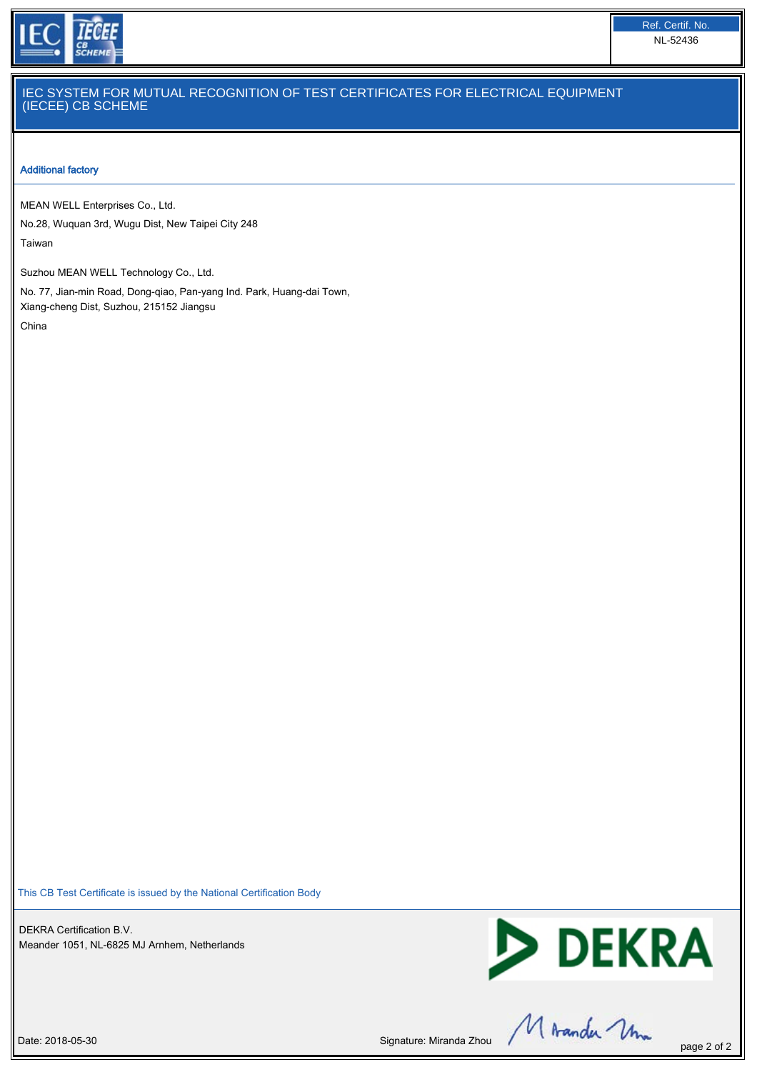Ref. Certif. No.
NL-52436

# IEC SYSTEM FOR MUTUAL RECOGNITION OF TEST CERTIFICATES FOR ELECTRICAL EQUIPMENT (IECEE) CB SCHEME

## Additional factory

MEAN WELL Enterprises Co., Ltd.
No.28, Wuquan 3rd, Wugu Dist, New Taipei City 248
Taiwan

Suzhou MEAN WELL Technology Co., Ltd.
No. 77, Jian-min Road, Dong-qiao, Pan-yang Ind. Park, Huang-dai Town,
Xiang-cheng Dist, Suzhou, 215152 Jiangsu
China

This CB Test Certificate is issued by the National Certification Body

DEKRA Certification B.V.
Meander 1051, NL-6825 MJ Arnhem, Netherlands

Date: 2018-05-30

Signature: Miranda Zhou